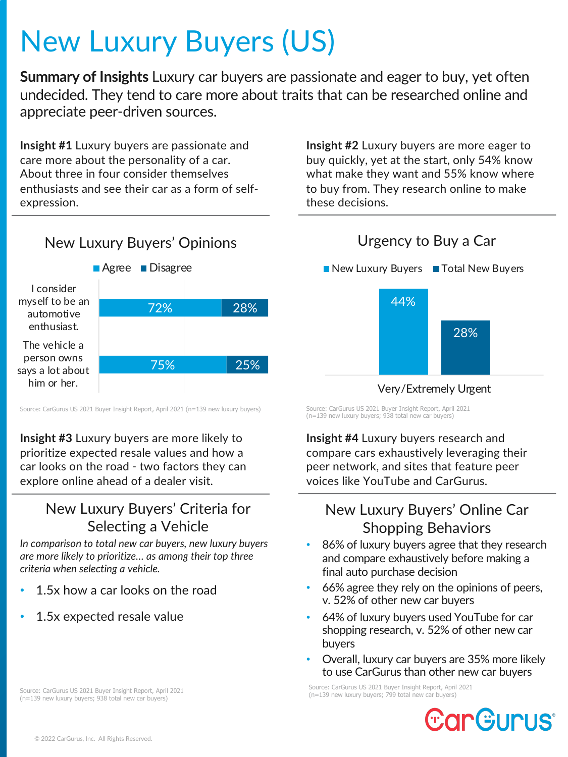# New Luxury Buyers (US)

**Summary of Insights** Luxury car buyers are passionate and eager to buy, yet often undecided. They tend to care more about traits that can be researched online and appreciate peer-driven sources.

**Insight #1** Luxury buyers are passionate and care more about the personality of a car. About three in four consider themselves enthusiasts and see their car as a form of self-expression.

## New Luxury Buyers' Opinions

| | Agree | Disagree |
|---|---|---|
| I consider myself to be an automotive enthusiast. | 72% | 28% |
| The vehicle a person owns says a lot about him or her. | 75% | 25% |

Source: CarGurus US 2021 Buyer Insight Report, April 2021 (n=139 new luxury buyers)

**Insight #2** Luxury buyers are more eager to buy quickly, yet at the start, only 54% know what make they want and 55% know where to buy from. They research online to make these decisions.

## Urgency to Buy a Car

| | New Luxury Buyers | Total New Buyers |
|---|---|---|
| Very/Extremely Urgent | 44% | 28% |

Source: CarGurus US 2021 Buyer Insight Report, April 2021 (n=139 new luxury buyers; 938 total new car buyers)

**Insight #3** Luxury buyers are more likely to prioritize expected resale values and how a car looks on the road - two factors they can explore online ahead of a dealer visit.

## New Luxury Buyers' Criteria for Selecting a Vehicle

*In comparison to total new car buyers, new luxury buyers are more likely to prioritize… as among their top three criteria when selecting a vehicle.*

- 1.5x how a car looks on the road
- 1.5x expected resale value

Source: CarGurus US 2021 Buyer Insight Report, April 2021 (n=139 new luxury buyers; 938 total new car buyers)

**Insight #4** Luxury buyers research and compare cars exhaustively leveraging their peer network, and sites that feature peer voices like YouTube and CarGurus.

## New Luxury Buyers' Online Car Shopping Behaviors

- 86% of luxury buyers agree that they research and compare exhaustively before making a final auto purchase decision
- 66% agree they rely on the opinions of peers, v. 52% of other new car buyers
- 64% of luxury buyers used YouTube for car shopping research, v. 52% of other new car buyers
- Overall, luxury car buyers are 35% more likely to use CarGurus than other new car buyers

Source: CarGurus US 2021 Buyer Insight Report, April 2021 (n=139 new luxury buyers; 799 total new car buyers)

CarGurus®

© 2022 CarGurus, Inc. All Rights Reserved.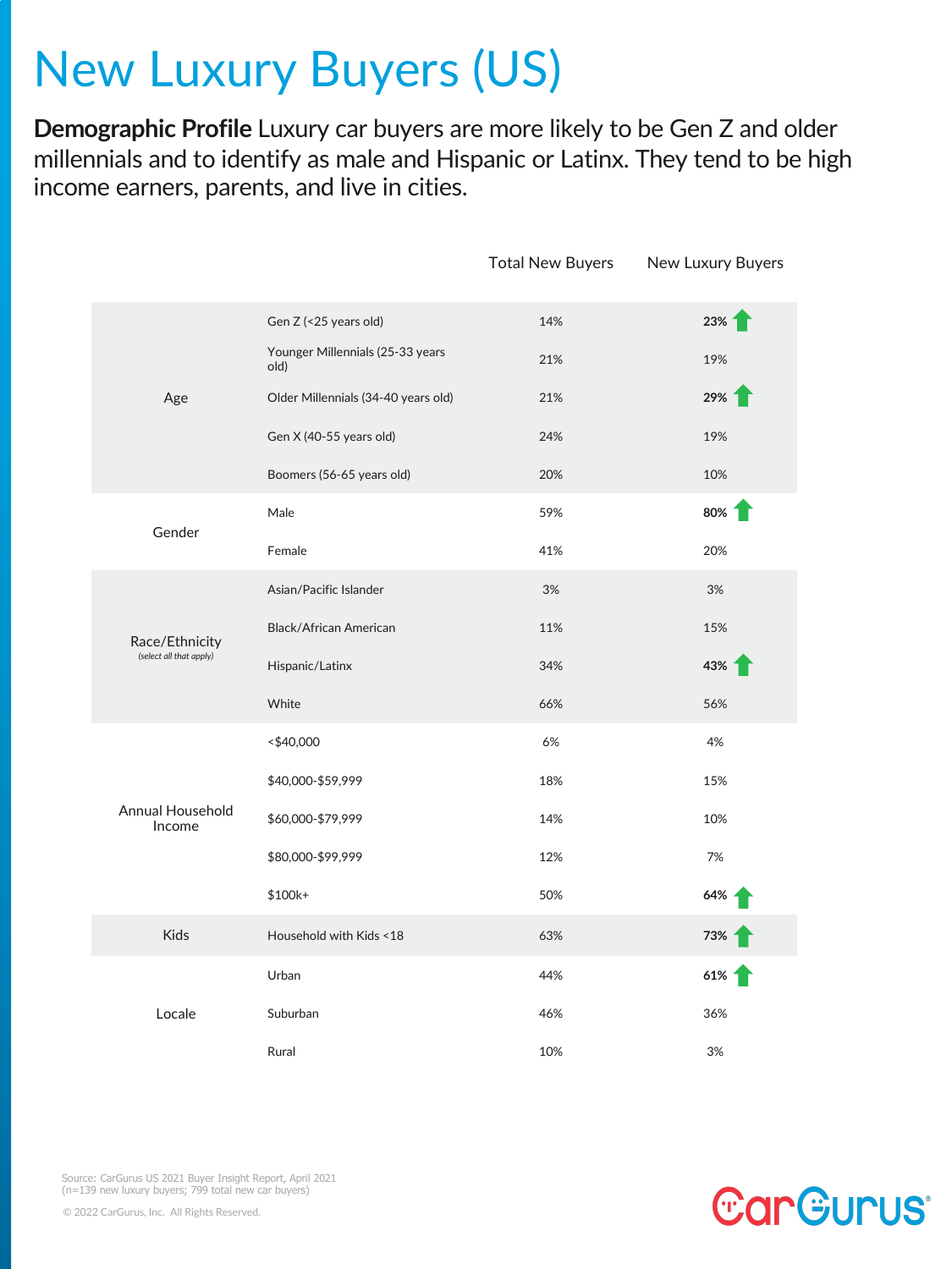# New Luxury Buyers (US)

**Demographic Profile** Luxury car buyers are more likely to be Gen Z and older millennials and to identify as male and Hispanic or Latinx. They tend to be high income earners, parents, and live in cities.

| | | Total New Buyers | New Luxury Buyers |
|---|---|---|---|
| Age | Gen Z (<25 years old) | 14% | **23%** ↑ |
| | Younger Millennials (25-33 years old) | 21% | 19% |
| | Older Millennials (34-40 years old) | 21% | **29%** ↑ |
| | Gen X (40-55 years old) | 24% | 19% |
| | Boomers (56-65 years old) | 20% | 10% |
| Gender | Male | 59% | **80%** ↑ |
| | Female | 41% | 20% |
| Race/Ethnicity *(select all that apply)* | Asian/Pacific Islander | 3% | 3% |
| | Black/African American | 11% | 15% |
| | Hispanic/Latinx | 34% | **43%** ↑ |
| | White | 66% | 56% |
| Annual Household Income | <$40,000 | 6% | 4% |
| | $40,000-$59,999 | 18% | 15% |
| | $60,000-$79,999 | 14% | 10% |
| | $80,000-$99,999 | 12% | 7% |
| | $100k+ | 50% | **64%** ↑ |
| Kids | Household with Kids <18 | 63% | **73%** ↑ |
| Locale | Urban | 44% | **61%** ↑ |
| | Suburban | 46% | 36% |
| | Rural | 10% | 3% |

Source: CarGurus US 2021 Buyer Insight Report, April 2021
(n=139 new luxury buyers; 799 total new car buyers)

© 2022 CarGurus, Inc. All Rights Reserved.

CarGurus®